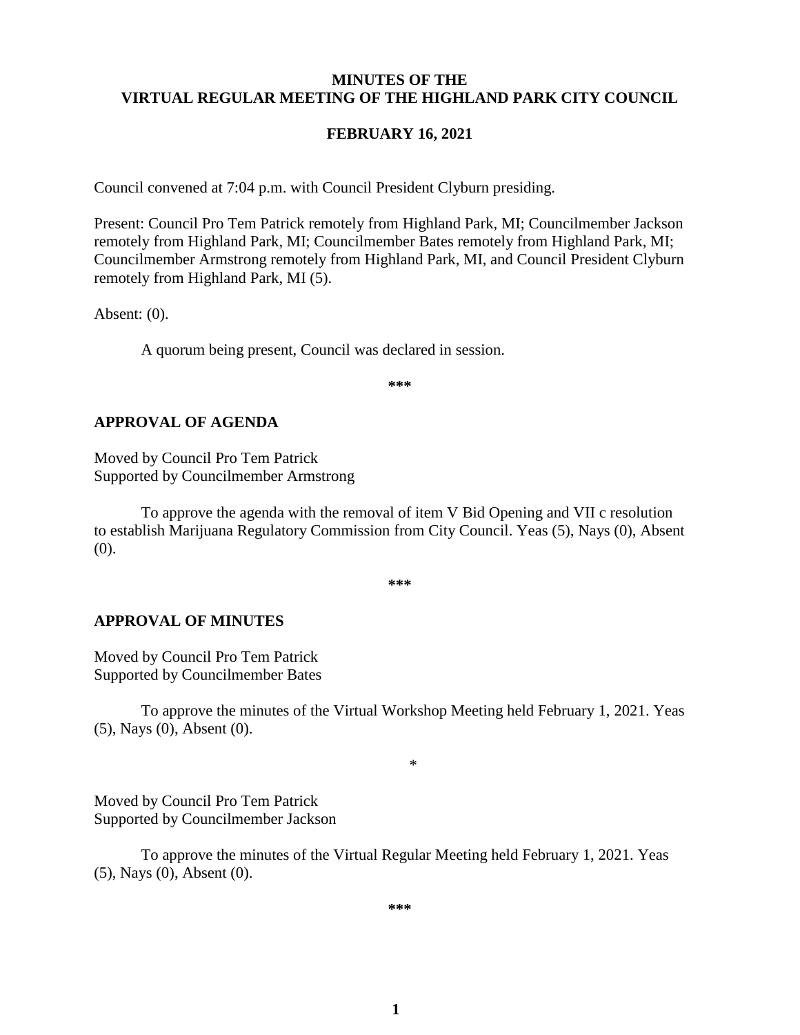**MINUTES OF THE**
**VIRTUAL REGULAR MEETING OF THE HIGHLAND PARK CITY COUNCIL**

**FEBRUARY 16, 2021**

Council convened at 7:04 p.m. with Council President Clyburn presiding.

Present: Council Pro Tem Patrick remotely from Highland Park, MI; Councilmember Jackson remotely from Highland Park, MI; Councilmember Bates remotely from Highland Park, MI; Councilmember Armstrong remotely from Highland Park, MI, and Council President Clyburn remotely from Highland Park, MI (5).

Absent: (0).

A quorum being present, Council was declared in session.

***

## APPROVAL OF AGENDA

Moved by Council Pro Tem Patrick
Supported by Councilmember Armstrong

To approve the agenda with the removal of item V Bid Opening and VII c resolution to establish Marijuana Regulatory Commission from City Council. Yeas (5), Nays (0), Absent (0).

***

## APPROVAL OF MINUTES

Moved by Council Pro Tem Patrick
Supported by Councilmember Bates

To approve the minutes of the Virtual Workshop Meeting held February 1, 2021. Yeas (5), Nays (0), Absent (0).

*

Moved by Council Pro Tem Patrick
Supported by Councilmember Jackson

To approve the minutes of the Virtual Regular Meeting held February 1, 2021. Yeas (5), Nays (0), Absent (0).

***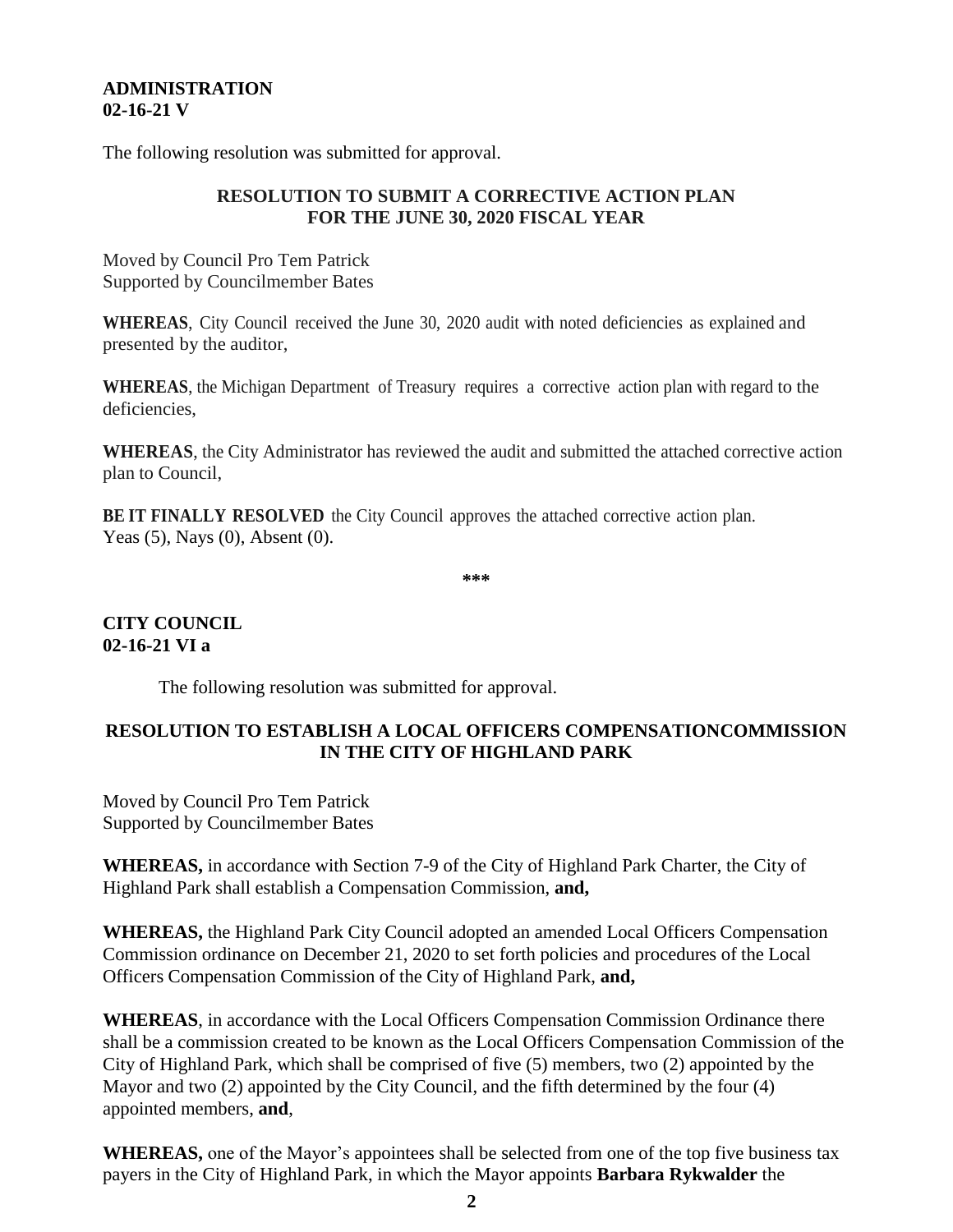**ADMINISTRATION**
**02-16-21 V**

The following resolution was submitted for approval.

**RESOLUTION TO SUBMIT A CORRECTIVE ACTION PLAN FOR THE JUNE 30, 2020 FISCAL YEAR**

Moved by Council Pro Tem Patrick
Supported by Councilmember Bates

**WHEREAS**, City Council received the June 30, 2020 audit with noted deficiencies as explained and presented by the auditor,

**WHEREAS**, the Michigan Department of Treasury requires a corrective action plan with regard to the deficiencies,

**WHEREAS**, the City Administrator has reviewed the audit and submitted the attached corrective action plan to Council,

**BE IT FINALLY RESOLVED** the City Council approves the attached corrective action plan.
Yeas (5), Nays (0), Absent (0).

***

**CITY COUNCIL**
**02-16-21 VI a**

The following resolution was submitted for approval.

**RESOLUTION TO ESTABLISH A LOCAL OFFICERS COMPENSATIONCOMMISSION IN THE CITY OF HIGHLAND PARK**

Moved by Council Pro Tem Patrick
Supported by Councilmember Bates

**WHEREAS,** in accordance with Section 7-9 of the City of Highland Park Charter, the City of Highland Park shall establish a Compensation Commission, **and,**

**WHEREAS,** the Highland Park City Council adopted an amended Local Officers Compensation Commission ordinance on December 21, 2020 to set forth policies and procedures of the Local Officers Compensation Commission of the City of Highland Park, **and,**

**WHEREAS**, in accordance with the Local Officers Compensation Commission Ordinance there shall be a commission created to be known as the Local Officers Compensation Commission of the City of Highland Park, which shall be comprised of five (5) members, two (2) appointed by the Mayor and two (2) appointed by the City Council, and the fifth determined by the four (4) appointed members, **and**,

**WHEREAS,** one of the Mayor's appointees shall be selected from one of the top five business tax payers in the City of Highland Park, in which the Mayor appoints **Barbara Rykwalder** the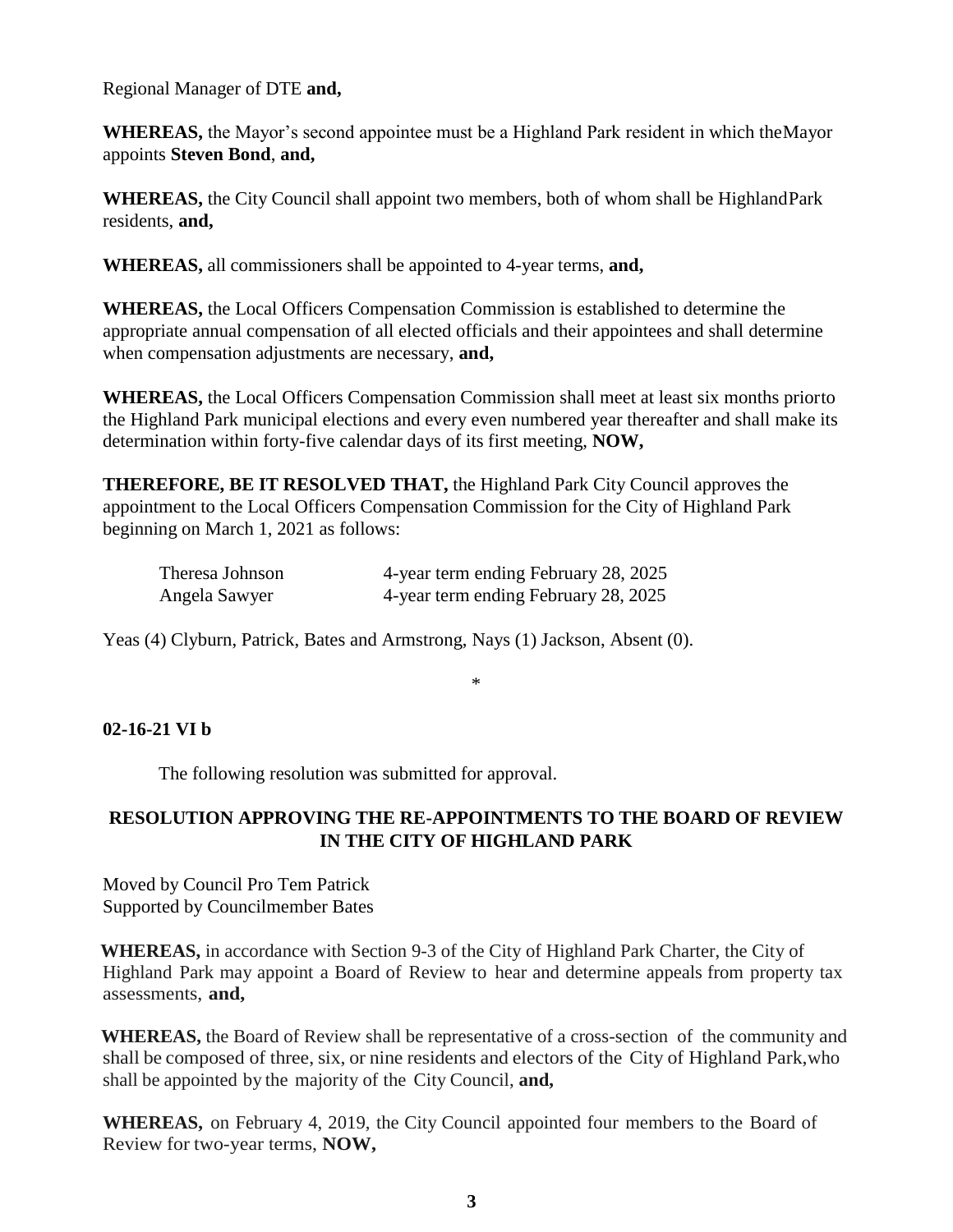Regional Manager of DTE **and,**

**WHEREAS,** the Mayor's second appointee must be a Highland Park resident in which theMayor appoints **Steven Bond**, **and,**

**WHEREAS,** the City Council shall appoint two members, both of whom shall be HighlandPark residents, **and,**

**WHEREAS,** all commissioners shall be appointed to 4-year terms, **and,**

**WHEREAS,** the Local Officers Compensation Commission is established to determine the appropriate annual compensation of all elected officials and their appointees and shall determine when compensation adjustments are necessary, **and,**

**WHEREAS,** the Local Officers Compensation Commission shall meet at least six months priorto the Highland Park municipal elections and every even numbered year thereafter and shall make its determination within forty-five calendar days of its first meeting, **NOW,**

**THEREFORE, BE IT RESOLVED THAT,** the Highland Park City Council approves the appointment to the Local Officers Compensation Commission for the City of Highland Park beginning on March 1, 2021 as follows:

| | |
|---|---|
| Theresa Johnson | 4-year term ending February 28, 2025 |
| Angela Sawyer | 4-year term ending February 28, 2025 |

Yeas (4) Clyburn, Patrick, Bates and Armstrong, Nays (1) Jackson, Absent (0).

*

**02-16-21 VI b**

The following resolution was submitted for approval.

## RESOLUTION APPROVING THE RE-APPOINTMENTS TO THE BOARD OF REVIEW IN THE CITY OF HIGHLAND PARK

Moved by Council Pro Tem Patrick
Supported by Councilmember Bates

**WHEREAS,** in accordance with Section 9-3 of the City of Highland Park Charter, the City of Highland Park may appoint a Board of Review to hear and determine appeals from property tax assessments, **and,**

**WHEREAS,** the Board of Review shall be representative of a cross-section of the community and shall be composed of three, six, or nine residents and electors of the City of Highland Park,who shall be appointed by the majority of the City Council, **and,**

**WHEREAS,** on February 4, 2019, the City Council appointed four members to the Board of Review for two-year terms, **NOW,**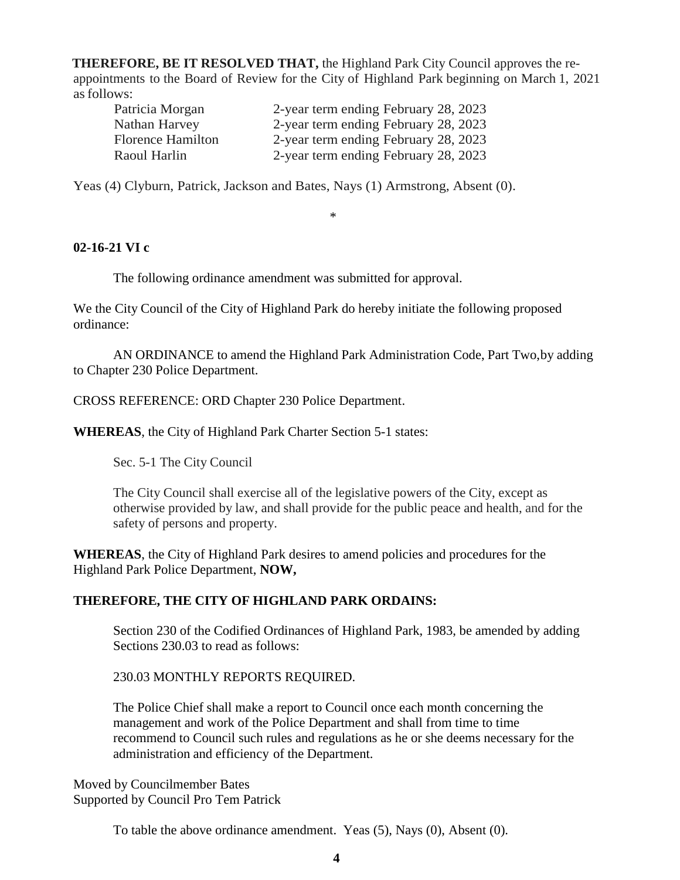**THEREFORE, BE IT RESOLVED THAT,** the Highland Park City Council approves the re-appointments to the Board of Review for the City of Highland Park beginning on March 1, 2021 as follows:

| | |
|---|---|
| Patricia Morgan | 2-year term ending February 28, 2023 |
| Nathan Harvey | 2-year term ending February 28, 2023 |
| Florence Hamilton | 2-year term ending February 28, 2023 |
| Raoul Harlin | 2-year term ending February 28, 2023 |

Yeas (4) Clyburn, Patrick, Jackson and Bates, Nays (1) Armstrong, Absent (0).

*

**02-16-21 VI c**

The following ordinance amendment was submitted for approval.

We the City Council of the City of Highland Park do hereby initiate the following proposed ordinance:

AN ORDINANCE to amend the Highland Park Administration Code, Part Two, by adding to Chapter 230 Police Department.

CROSS REFERENCE: ORD Chapter 230 Police Department.

**WHEREAS**, the City of Highland Park Charter Section 5-1 states:

> Sec. 5-1 The City Council
>
> The City Council shall exercise all of the legislative powers of the City, except as otherwise provided by law, and shall provide for the public peace and health, and for the safety of persons and property.

**WHEREAS**, the City of Highland Park desires to amend policies and procedures for the Highland Park Police Department, **NOW,**

**THEREFORE, THE CITY OF HIGHLAND PARK ORDAINS:**

> Section 230 of the Codified Ordinances of Highland Park, 1983, be amended by adding Sections 230.03 to read as follows:
>
> 230.03 MONTHLY REPORTS REQUIRED.
>
> The Police Chief shall make a report to Council once each month concerning the management and work of the Police Department and shall from time to time recommend to Council such rules and regulations as he or she deems necessary for the administration and efficiency of the Department.

Moved by Councilmember Bates
Supported by Council Pro Tem Patrick

To table the above ordinance amendment. Yeas (5), Nays (0), Absent (0).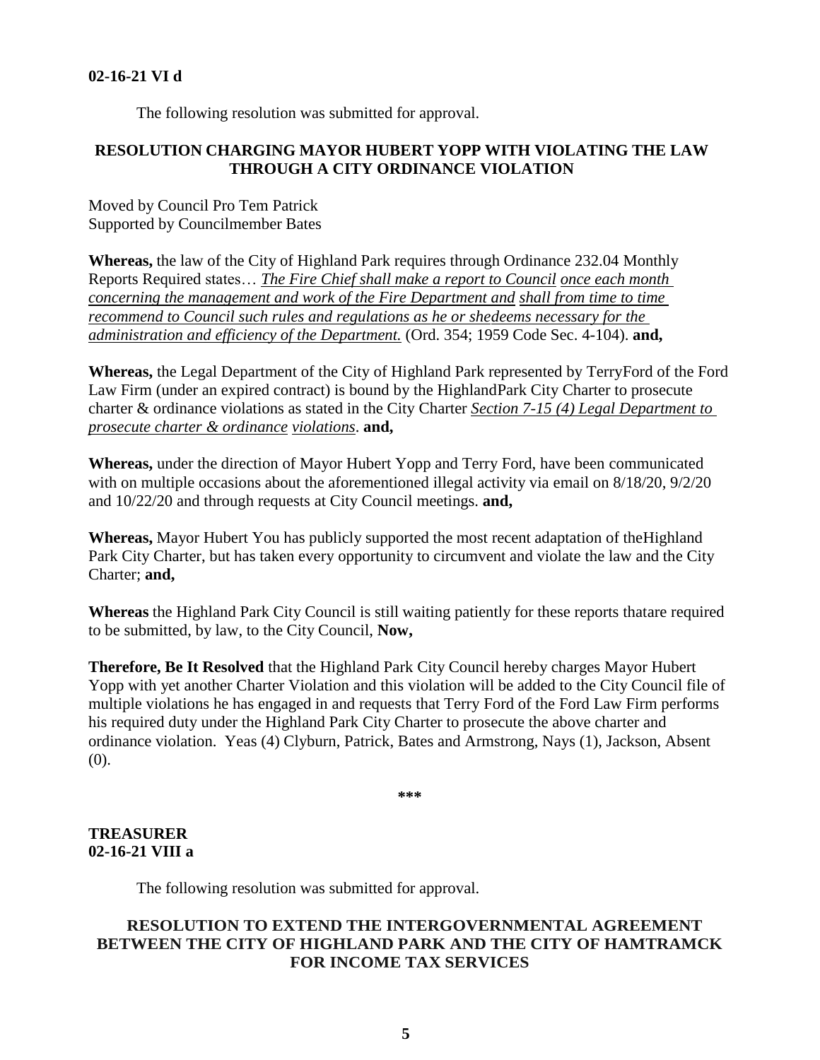**02-16-21 VI d**

The following resolution was submitted for approval.

**RESOLUTION CHARGING MAYOR HUBERT YOPP WITH VIOLATING THE LAW THROUGH A CITY ORDINANCE VIOLATION**

Moved by Council Pro Tem Patrick
Supported by Councilmember Bates

**Whereas,** the law of the City of Highland Park requires through Ordinance 232.04 Monthly Reports Required states… *The Fire Chief shall make a report to Council once each month concerning the management and work of the Fire Department and shall from time to time recommend to Council such rules and regulations as he or shedeems necessary for the administration and efficiency of the Department.* (Ord. 354; 1959 Code Sec. 4-104). **and,**

**Whereas,** the Legal Department of the City of Highland Park represented by TerryFord of the Ford Law Firm (under an expired contract) is bound by the HighlandPark City Charter to prosecute charter & ordinance violations as stated in the City Charter *Section 7-15 (4) Legal Department to prosecute charter & ordinance violations*. **and,**

**Whereas,** under the direction of Mayor Hubert Yopp and Terry Ford, have been communicated with on multiple occasions about the aforementioned illegal activity via email on 8/18/20, 9/2/20 and 10/22/20 and through requests at City Council meetings. **and,**

**Whereas,** Mayor Hubert You has publicly supported the most recent adaptation of theHighland Park City Charter, but has taken every opportunity to circumvent and violate the law and the City Charter; **and,**

**Whereas** the Highland Park City Council is still waiting patiently for these reports thatare required to be submitted, by law, to the City Council, **Now,**

**Therefore, Be It Resolved** that the Highland Park City Council hereby charges Mayor Hubert Yopp with yet another Charter Violation and this violation will be added to the City Council file of multiple violations he has engaged in and requests that Terry Ford of the Ford Law Firm performs his required duty under the Highland Park City Charter to prosecute the above charter and ordinance violation. Yeas (4) Clyburn, Patrick, Bates and Armstrong, Nays (1), Jackson, Absent (0).

***

**TREASURER**
**02-16-21 VIII a**

The following resolution was submitted for approval.

**RESOLUTION TO EXTEND THE INTERGOVERNMENTAL AGREEMENT BETWEEN THE CITY OF HIGHLAND PARK AND THE CITY OF HAMTRAMCK FOR INCOME TAX SERVICES**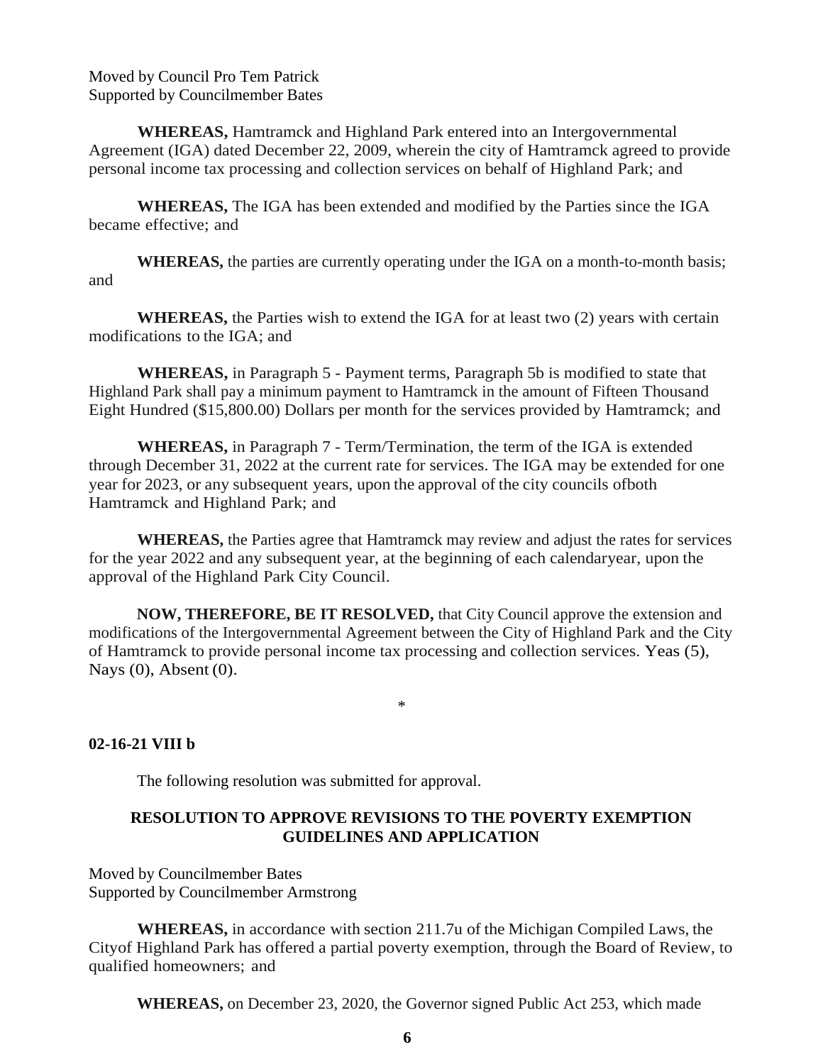Moved by Council Pro Tem Patrick
Supported by Councilmember Bates

**WHEREAS,** Hamtramck and Highland Park entered into an Intergovernmental Agreement (IGA) dated December 22, 2009, wherein the city of Hamtramck agreed to provide personal income tax processing and collection services on behalf of Highland Park; and

**WHEREAS,** The IGA has been extended and modified by the Parties since the IGA became effective; and

**WHEREAS,** the parties are currently operating under the IGA on a month-to-month basis; and

**WHEREAS,** the Parties wish to extend the IGA for at least two (2) years with certain modifications to the IGA; and

**WHEREAS,** in Paragraph 5 - Payment terms, Paragraph 5b is modified to state that Highland Park shall pay a minimum payment to Hamtramck in the amount of Fifteen Thousand Eight Hundred ($15,800.00) Dollars per month for the services provided by Hamtramck; and

**WHEREAS,** in Paragraph 7 - Term/Termination, the term of the IGA is extended through December 31, 2022 at the current rate for services. The IGA may be extended for one year for 2023, or any subsequent years, upon the approval of the city councils ofboth Hamtramck and Highland Park; and

**WHEREAS,** the Parties agree that Hamtramck may review and adjust the rates for services for the year 2022 and any subsequent year, at the beginning of each calendaryear, upon the approval of the Highland Park City Council.

**NOW, THEREFORE, BE IT RESOLVED,** that City Council approve the extension and modifications of the Intergovernmental Agreement between the City of Highland Park and the City of Hamtramck to provide personal income tax processing and collection services. Yeas (5), Nays (0), Absent (0).

*

**02-16-21 VIII b**

The following resolution was submitted for approval.

**RESOLUTION TO APPROVE REVISIONS TO THE POVERTY EXEMPTION GUIDELINES AND APPLICATION**

Moved by Councilmember Bates
Supported by Councilmember Armstrong

**WHEREAS,** in accordance with section 211.7u of the Michigan Compiled Laws, the Cityof Highland Park has offered a partial poverty exemption, through the Board of Review, to qualified homeowners; and

**WHEREAS,** on December 23, 2020, the Governor signed Public Act 253, which made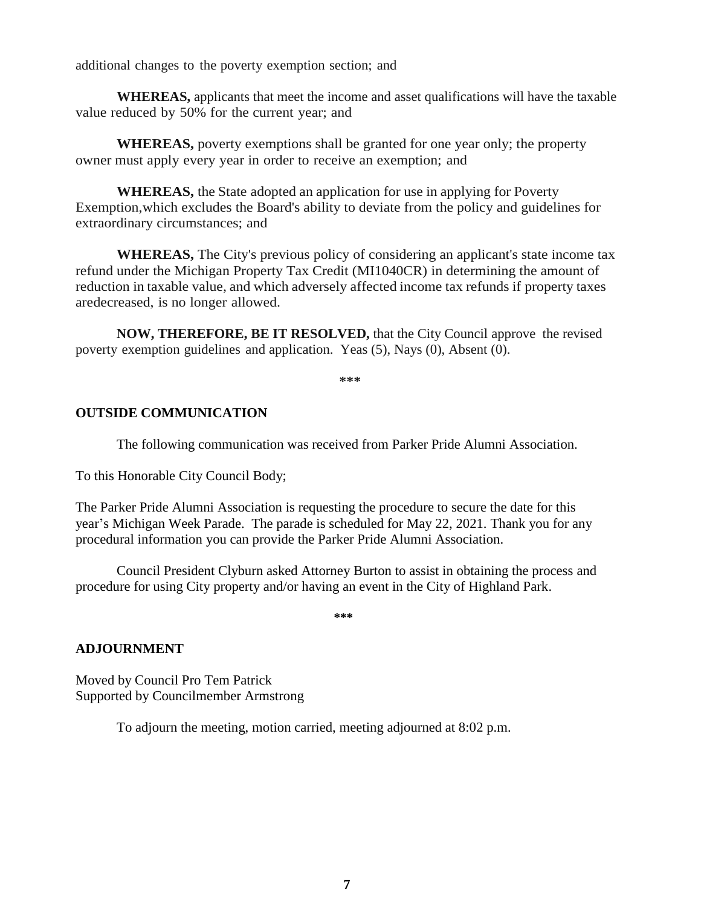additional changes to the poverty exemption section; and

**WHEREAS,** applicants that meet the income and asset qualifications will have the taxable value reduced by 50% for the current year; and

**WHEREAS,** poverty exemptions shall be granted for one year only; the property owner must apply every year in order to receive an exemption; and

**WHEREAS,** the State adopted an application for use in applying for Poverty Exemption,which excludes the Board's ability to deviate from the policy and guidelines for extraordinary circumstances; and

**WHEREAS,** The City's previous policy of considering an applicant's state income tax refund under the Michigan Property Tax Credit (MI1040CR) in determining the amount of reduction in taxable value, and which adversely affected income tax refunds if property taxes aredecreased, is no longer allowed.

**NOW, THEREFORE, BE IT RESOLVED,** that the City Council approve the revised poverty exemption guidelines and application. Yeas (5), Nays (0), Absent (0).

***

**OUTSIDE COMMUNICATION**

The following communication was received from Parker Pride Alumni Association.

To this Honorable City Council Body;

The Parker Pride Alumni Association is requesting the procedure to secure the date for this year's Michigan Week Parade. The parade is scheduled for May 22, 2021. Thank you for any procedural information you can provide the Parker Pride Alumni Association.

Council President Clyburn asked Attorney Burton to assist in obtaining the process and procedure for using City property and/or having an event in the City of Highland Park.

***

**ADJOURNMENT**

Moved by Council Pro Tem Patrick
Supported by Councilmember Armstrong

To adjourn the meeting, motion carried, meeting adjourned at 8:02 p.m.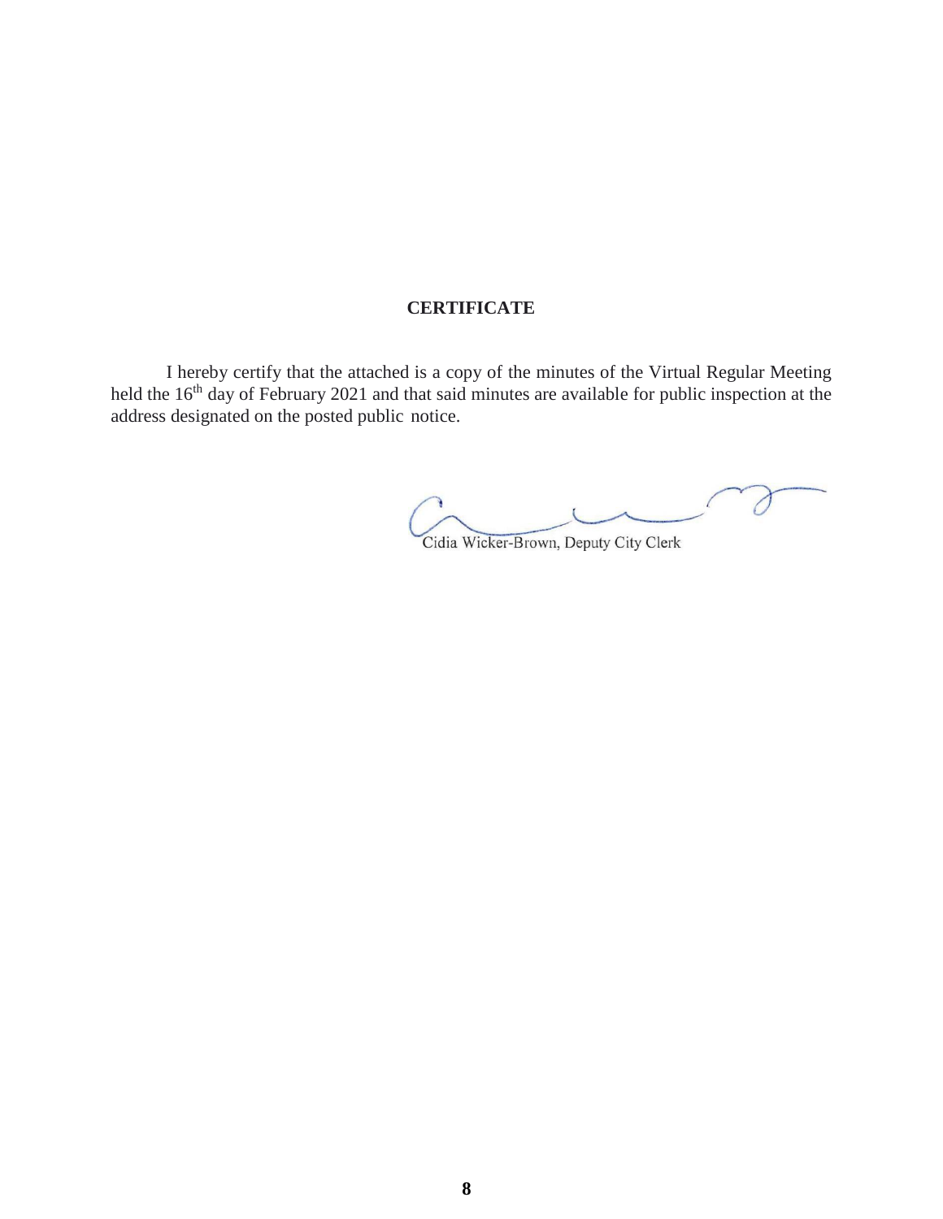**CERTIFICATE**

I hereby certify that the attached is a copy of the minutes of the Virtual Regular Meeting held the 16th day of February 2021 and that said minutes are available for public inspection at the address designated on the posted public notice.

Cidia Wicker-Brown, Deputy City Clerk